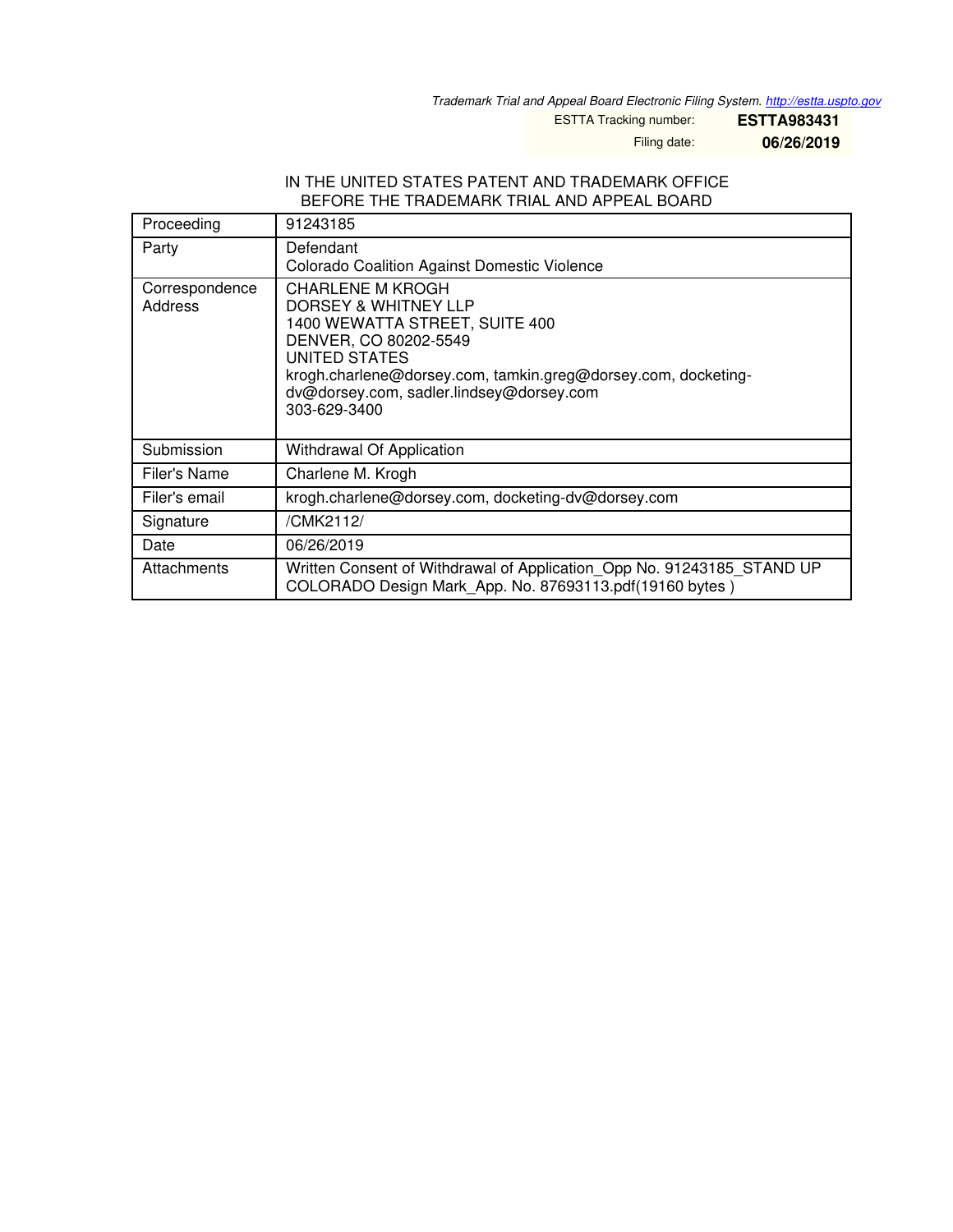*Trademark Trial and Appeal Board Electronic Filing System. http://estta.uspto.gov*

ESTTA Tracking number: **ESTTA983431**

Filing date: **06/26/2019**

IN THE UNITED STATES PATENT AND TRADEMARK OFFICE
BEFORE THE TRADEMARK TRIAL AND APPEAL BOARD

| | |
|---|---|
| Proceeding | 91243185 |
| Party | Defendant<br>Colorado Coalition Against Domestic Violence |
| Correspondence Address | CHARLENE M KROGH<br>DORSEY & WHITNEY LLP<br>1400 WEWATTA STREET, SUITE 400<br>DENVER, CO 80202-5549<br>UNITED STATES<br>krogh.charlene@dorsey.com, tamkin.greg@dorsey.com, docketing-dv@dorsey.com, sadler.lindsey@dorsey.com<br>303-629-3400 |
| Submission | Withdrawal Of Application |
| Filer's Name | Charlene M. Krogh |
| Filer's email | krogh.charlene@dorsey.com, docketing-dv@dorsey.com |
| Signature | /CMK2112/ |
| Date | 06/26/2019 |
| Attachments | Written Consent of Withdrawal of Application_Opp No. 91243185_STAND UP COLORADO Design Mark_App. No. 87693113.pdf(19160 bytes ) |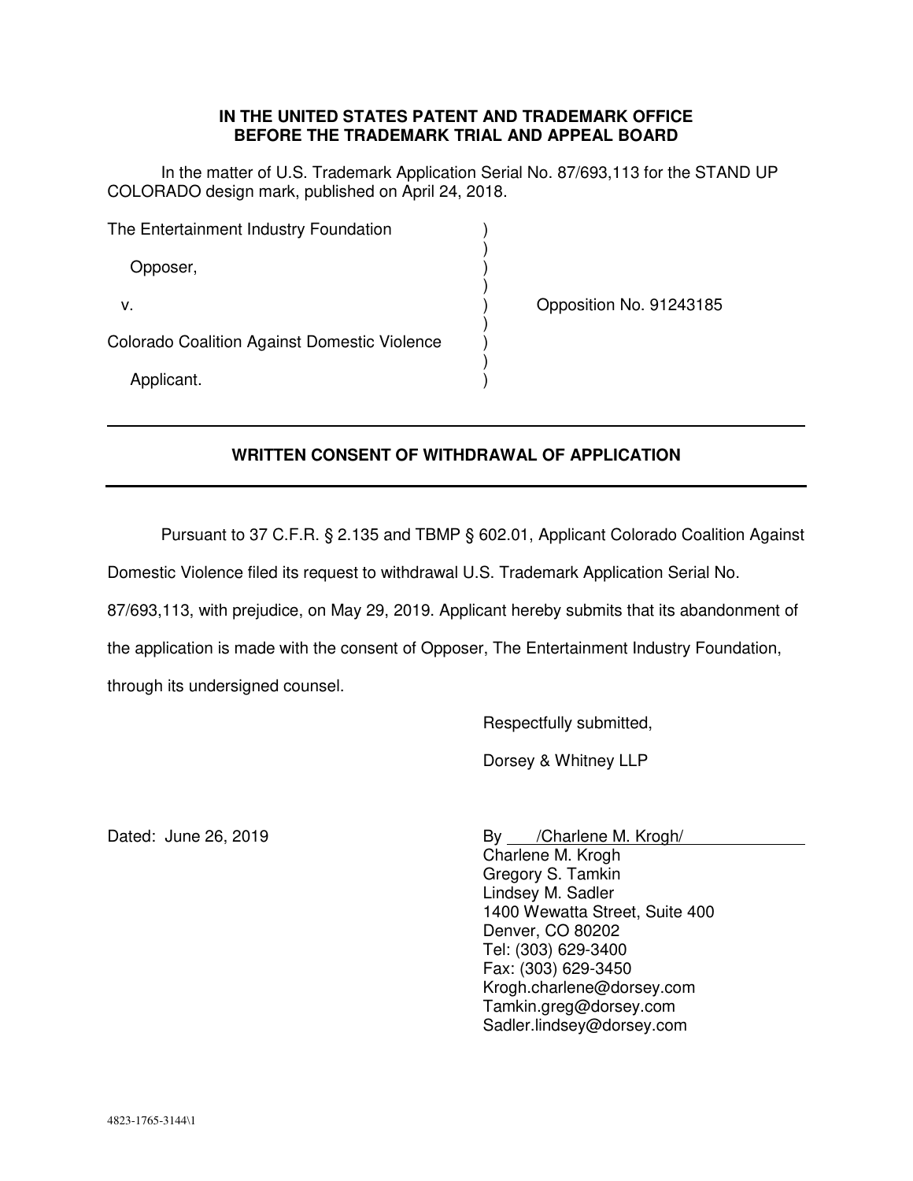**IN THE UNITED STATES PATENT AND TRADEMARK OFFICE**
**BEFORE THE TRADEMARK TRIAL AND APPEAL BOARD**

In the matter of U.S. Trademark Application Serial No. 87/693,113 for the STAND UP COLORADO design mark, published on April 24, 2018.

| | | |
|---|---|---|
| The Entertainment Industry Foundation | ) | |
| | ) | |
| Opposer, | ) | |
| | ) | |
| v. | ) | Opposition No. 91243185 |
| | ) | |
| Colorado Coalition Against Domestic Violence | ) | |
| | ) | |
| Applicant. | ) | |

---

## WRITTEN CONSENT OF WITHDRAWAL OF APPLICATION

---

Pursuant to 37 C.F.R. § 2.135 and TBMP § 602.01, Applicant Colorado Coalition Against Domestic Violence filed its request to withdrawal U.S. Trademark Application Serial No. 87/693,113, with prejudice, on May 29, 2019. Applicant hereby submits that its abandonment of the application is made with the consent of Opposer, The Entertainment Industry Foundation, through its undersigned counsel.

Respectfully submitted,

Dorsey & Whitney LLP

Dated: June 26, 2019

By /Charlene M. Krogh/
Charlene M. Krogh
Gregory S. Tamkin
Lindsey M. Sadler
1400 Wewatta Street, Suite 400
Denver, CO 80202
Tel: (303) 629-3400
Fax: (303) 629-3450
Krogh.charlene@dorsey.com
Tamkin.greg@dorsey.com
Sadler.lindsey@dorsey.com

4823-1765-3144\1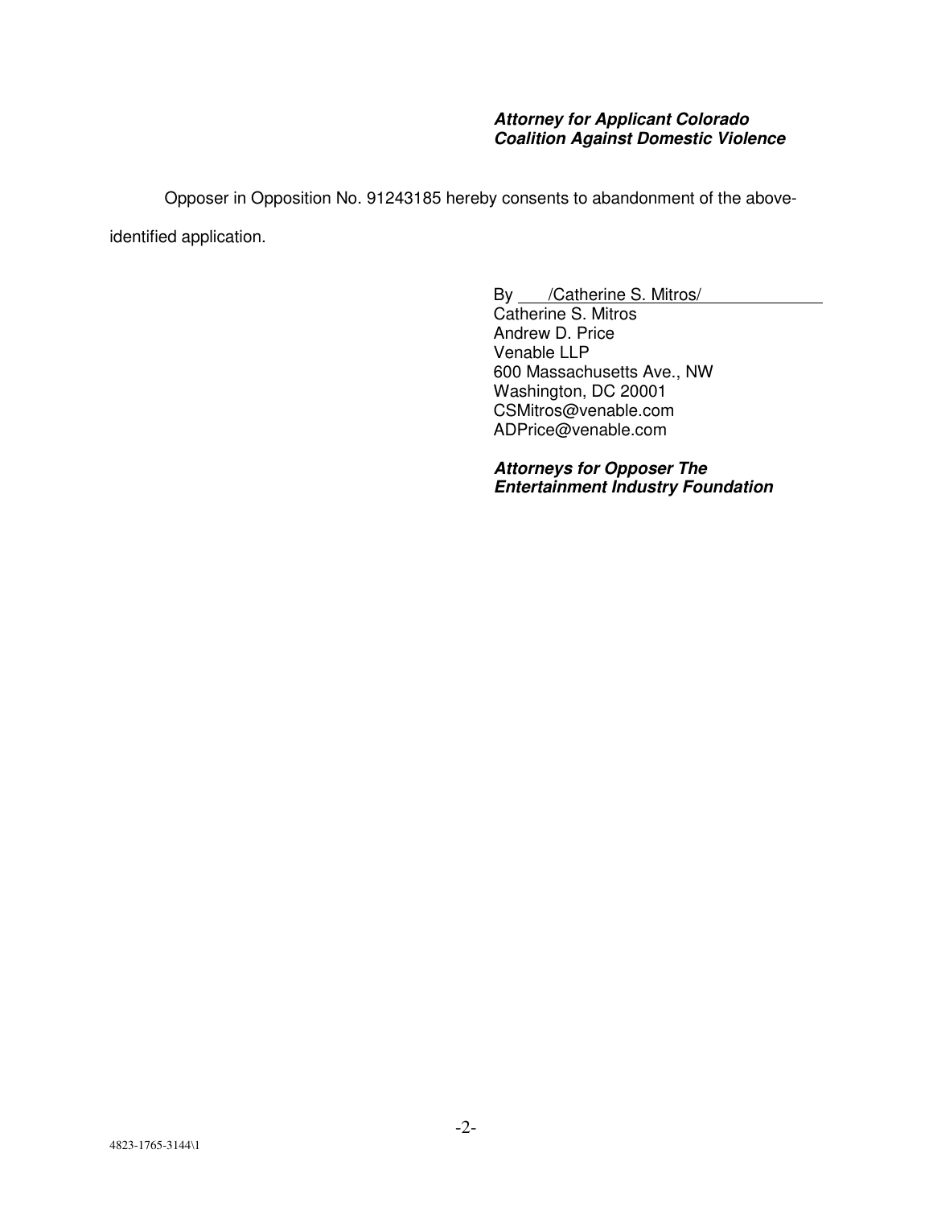***Attorney for Applicant Colorado Coalition Against Domestic Violence***

Opposer in Opposition No. 91243185 hereby consents to abandonment of the above-identified application.

By /Catherine S. Mitros/
Catherine S. Mitros
Andrew D. Price
Venable LLP
600 Massachusetts Ave., NW
Washington, DC 20001
CSMitros@venable.com
ADPrice@venable.com

***Attorneys for Opposer The Entertainment Industry Foundation***

4823-1765-3144\1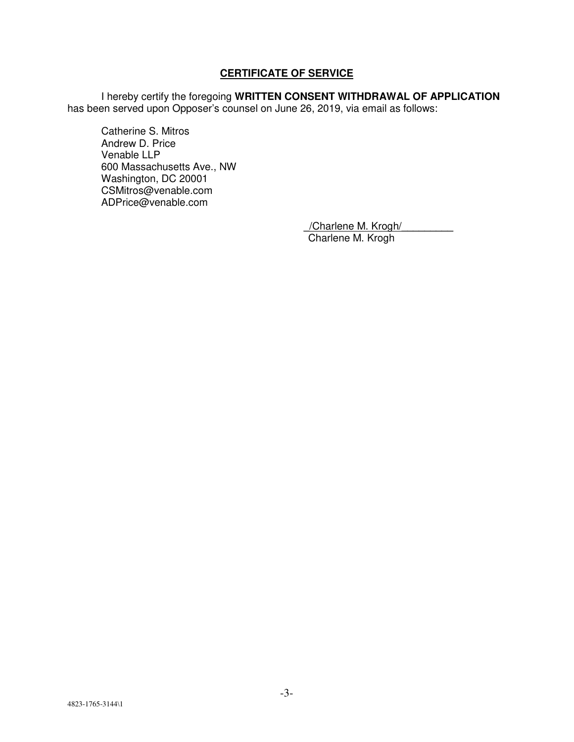## **CERTIFICATE OF SERVICE**

I hereby certify the foregoing **WRITTEN CONSENT WITHDRAWAL OF APPLICATION** has been served upon Opposer's counsel on June 26, 2019, via email as follows:

Catherine S. Mitros
Andrew D. Price
Venable LLP
600 Massachusetts Ave., NW
Washington, DC 20001
CSMitros@venable.com
ADPrice@venable.com

/Charlene M. Krogh/
Charlene M. Krogh

4823-1765-3144\1